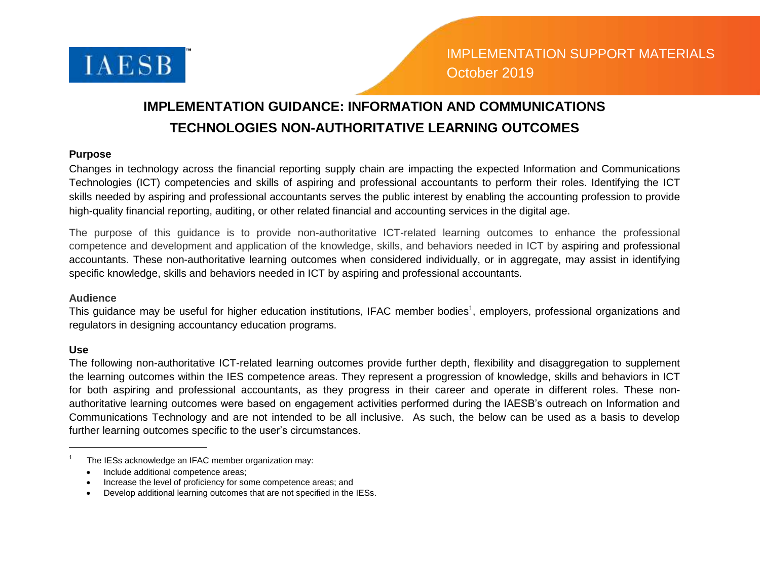IAESB

IMPLEMENTATION SUPPORT MATERIALS
October 2019

# IMPLEMENTATION GUIDANCE: INFORMATION AND COMMUNICATIONS TECHNOLOGIES NON-AUTHORITATIVE LEARNING OUTCOMES

### Purpose

Changes in technology across the financial reporting supply chain are impacting the expected Information and Communications Technologies (ICT) competencies and skills of aspiring and professional accountants to perform their roles. Identifying the ICT skills needed by aspiring and professional accountants serves the public interest by enabling the accounting profession to provide high-quality financial reporting, auditing, or other related financial and accounting services in the digital age.

The purpose of this guidance is to provide non-authoritative ICT-related learning outcomes to enhance the professional competence and development and application of the knowledge, skills, and behaviors needed in ICT by aspiring and professional accountants. These non-authoritative learning outcomes when considered individually, or in aggregate, may assist in identifying specific knowledge, skills and behaviors needed in ICT by aspiring and professional accountants.

### Audience

This guidance may be useful for higher education institutions, IFAC member bodies[1], employers, professional organizations and regulators in designing accountancy education programs.

### Use

The following non-authoritative ICT-related learning outcomes provide further depth, flexibility and disaggregation to supplement the learning outcomes within the IES competence areas. They represent a progression of knowledge, skills and behaviors in ICT for both aspiring and professional accountants, as they progress in their career and operate in different roles. These non-authoritative learning outcomes were based on engagement activities performed during the IAESB's outreach on Information and Communications Technology and are not intended to be all inclusive. As such, the below can be used as a basis to develop further learning outcomes specific to the user's circumstances.

---

[1] The IESs acknowledge an IFAC member organization may:

- Include additional competence areas;
- Increase the level of proficiency for some competence areas; and
- Develop additional learning outcomes that are not specified in the IESs.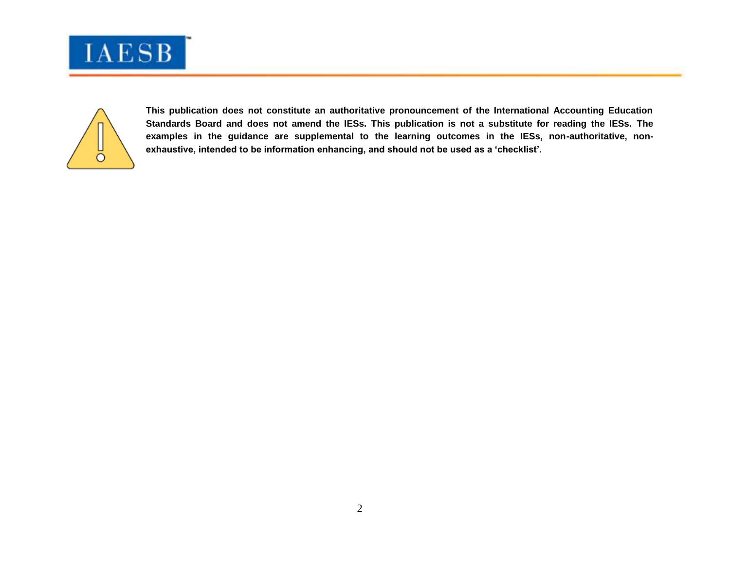**This publication does not constitute an authoritative pronouncement of the International Accounting Education Standards Board and does not amend the IESs. This publication is not a substitute for reading the IESs. The examples in the guidance are supplemental to the learning outcomes in the IESs, non-authoritative, non-exhaustive, intended to be information enhancing, and should not be used as a 'checklist'.**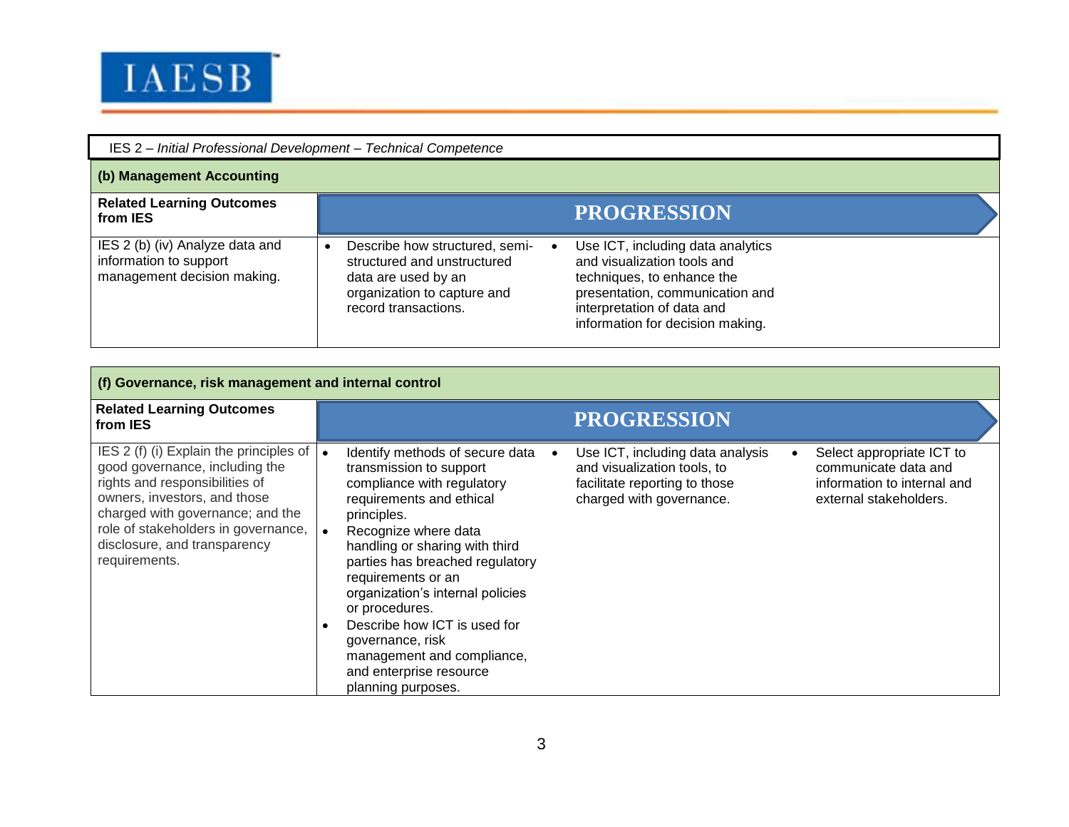IES 2 – *Initial Professional Development – Technical Competence*

| **(b) Management Accounting** | | | |
|---|---|---|---|
| **Related Learning Outcomes from IES** | **PROGRESSION** | | |
| IES 2 (b) (iv) Analyze data and information to support management decision making. | • Describe how structured, semi-structured and unstructured data are used by an organization to capture and record transactions. | • Use ICT, including data analytics and visualization tools and techniques, to enhance the presentation, communication and interpretation of data and information for decision making. | |

| **(f) Governance, risk management and internal control** | | | |
|---|---|---|---|
| **Related Learning Outcomes from IES** | **PROGRESSION** | | |
| IES 2 (f) (i) Explain the principles of good governance, including the rights and responsibilities of owners, investors, and those charged with governance; and the role of stakeholders in governance, disclosure, and transparency requirements. | • Identify methods of secure data transmission to support compliance with regulatory requirements and ethical principles.<br>• Recognize where data handling or sharing with third parties has breached regulatory requirements or an organization's internal policies or procedures.<br>• Describe how ICT is used for governance, risk management and compliance, and enterprise resource planning purposes. | • Use ICT, including data analysis and visualization tools, to facilitate reporting to those charged with governance. | • Select appropriate ICT to communicate data and information to internal and external stakeholders. |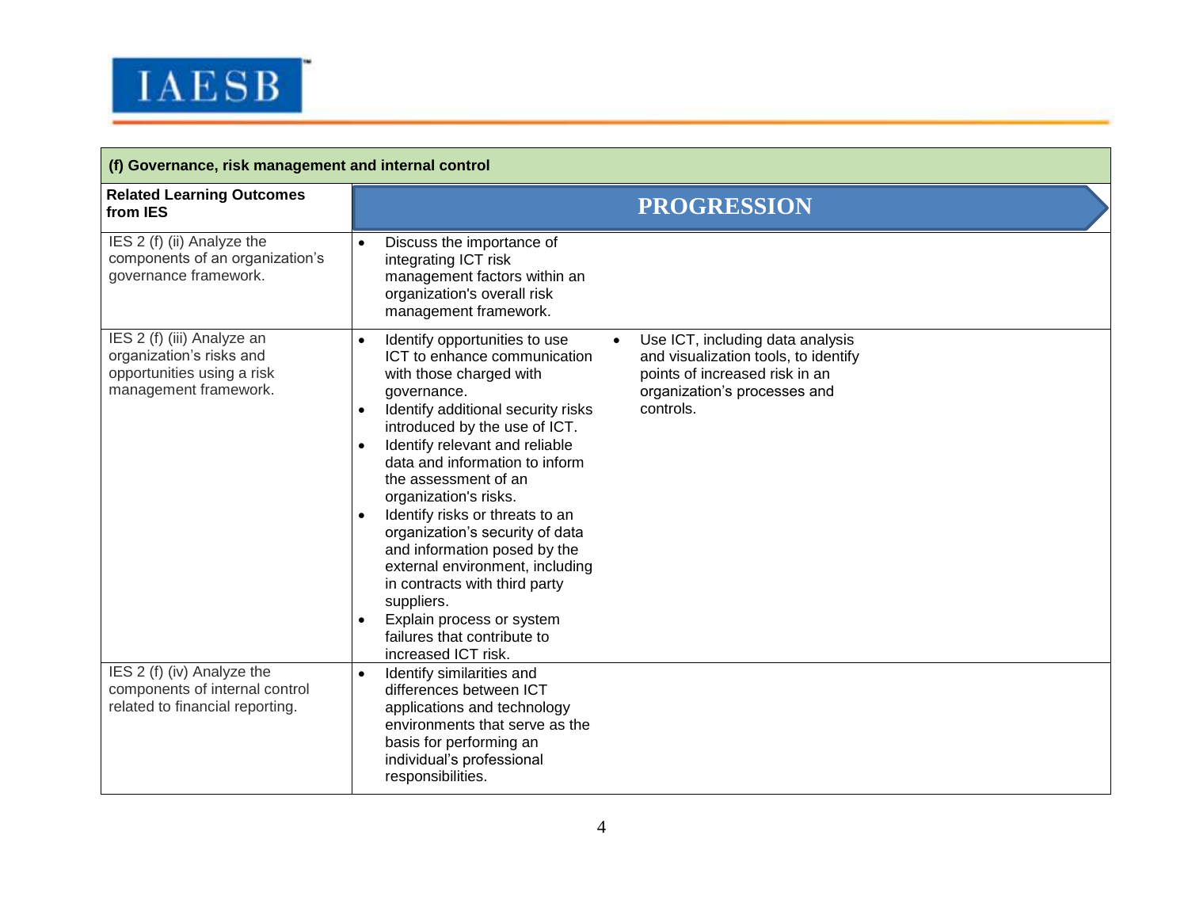| (f) Governance, risk management and internal control | | |
|---|---|---|
| **Related Learning Outcomes from IES** | **PROGRESSION** | |
| IES 2 (f) (ii) Analyze the components of an organization's governance framework. | • Discuss the importance of integrating ICT risk management factors within an organization's overall risk management framework. | |
| IES 2 (f) (iii) Analyze an organization's risks and opportunities using a risk management framework. | • Identify opportunities to use ICT to enhance communication with those charged with governance.<br>• Identify additional security risks introduced by the use of ICT.<br>• Identify relevant and reliable data and information to inform the assessment of an organization's risks.<br>• Identify risks or threats to an organization's security of data and information posed by the external environment, including in contracts with third party suppliers.<br>• Explain process or system failures that contribute to increased ICT risk. | • Use ICT, including data analysis and visualization tools, to identify points of increased risk in an organization's processes and controls. |
| IES 2 (f) (iv) Analyze the components of internal control related to financial reporting. | • Identify similarities and differences between ICT applications and technology environments that serve as the basis for performing an individual's professional responsibilities. | |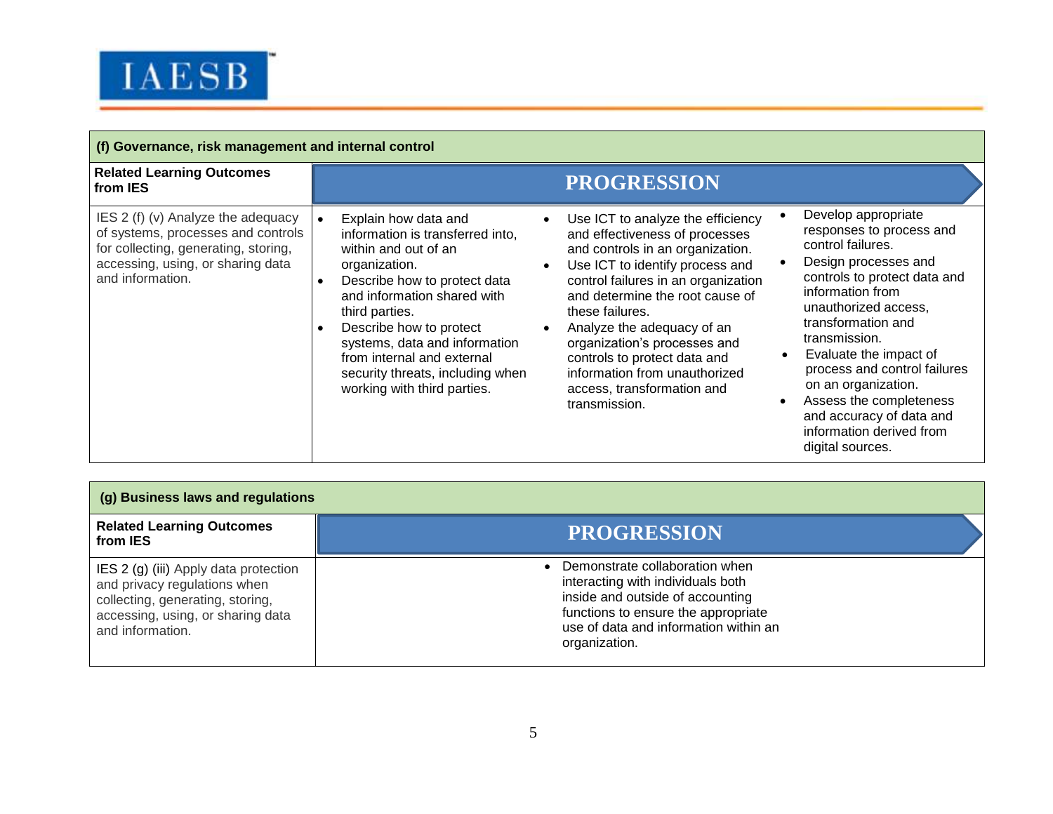| (f) Governance, risk management and internal control | | | |
|---|---|---|---|
| **Related Learning Outcomes from IES** | **PROGRESSION** | | |
| IES 2 (f) (v) Analyze the adequacy of systems, processes and controls for collecting, generating, storing, accessing, using, or sharing data and information. | • Explain how data and information is transferred into, within and out of an organization.<br>• Describe how to protect data and information shared with third parties.<br>• Describe how to protect systems, data and information from internal and external security threats, including when working with third parties. | • Use ICT to analyze the efficiency and effectiveness of processes and controls in an organization.<br>• Use ICT to identify process and control failures in an organization and determine the root cause of these failures.<br>• Analyze the adequacy of an organization's processes and controls to protect data and information from unauthorized access, transformation and transmission. | • Develop appropriate responses to process and control failures.<br>• Design processes and controls to protect data and information from unauthorized access, transformation and transmission.<br>• Evaluate the impact of process and control failures on an organization.<br>• Assess the completeness and accuracy of data and information derived from digital sources. |

| (g) Business laws and regulations | |
|---|---|
| **Related Learning Outcomes from IES** | **PROGRESSION** |
| IES 2 (g) (iii) Apply data protection and privacy regulations when collecting, generating, storing, accessing, using, or sharing data and information. | • Demonstrate collaboration when interacting with individuals both inside and outside of accounting functions to ensure the appropriate use of data and information within an organization. |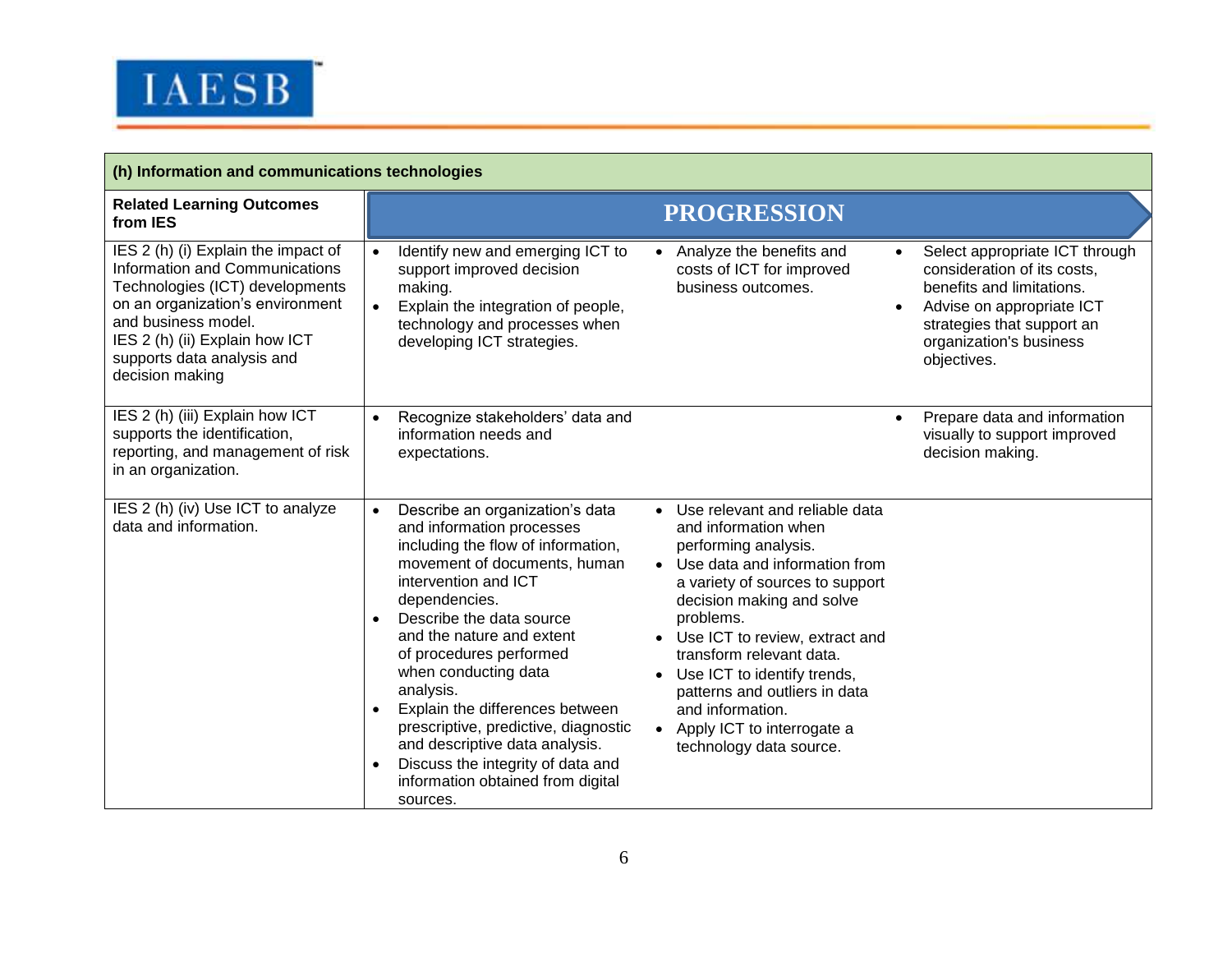| (h) Information and communications technologies | | | |
|---|---|---|---|
| **Related Learning Outcomes from IES** | **PROGRESSION** | | |
| IES 2 (h) (i) Explain the impact of Information and Communications Technologies (ICT) developments on an organization's environment and business model.<br>IES 2 (h) (ii) Explain how ICT supports data analysis and decision making | • Identify new and emerging ICT to support improved decision making.<br>• Explain the integration of people, technology and processes when developing ICT strategies. | • Analyze the benefits and costs of ICT for improved business outcomes. | • Select appropriate ICT through consideration of its costs, benefits and limitations.<br>• Advise on appropriate ICT strategies that support an organization's business objectives. |
| IES 2 (h) (iii) Explain how ICT supports the identification, reporting, and management of risk in an organization. | • Recognize stakeholders' data and information needs and expectations. | | • Prepare data and information visually to support improved decision making. |
| IES 2 (h) (iv) Use ICT to analyze data and information. | • Describe an organization's data and information processes including the flow of information, movement of documents, human intervention and ICT dependencies.<br>• Describe the data source and the nature and extent of procedures performed when conducting data analysis.<br>• Explain the differences between prescriptive, predictive, diagnostic and descriptive data analysis.<br>• Discuss the integrity of data and information obtained from digital sources. | • Use relevant and reliable data and information when performing analysis.<br>• Use data and information from a variety of sources to support decision making and solve problems.<br>• Use ICT to review, extract and transform relevant data.<br>• Use ICT to identify trends, patterns and outliers in data and information.<br>• Apply ICT to interrogate a technology data source. | |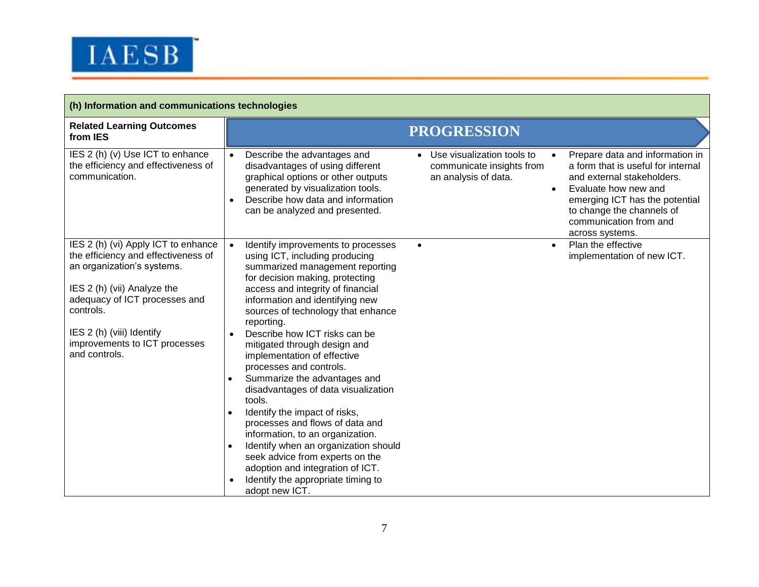| (h) Information and communications technologies | | | |
|---|---|---|---|
| **Related Learning Outcomes from IES** | **PROGRESSION** | | |
| IES 2 (h) (v) Use ICT to enhance the efficiency and effectiveness of communication. | • Describe the advantages and disadvantages of using different graphical options or other outputs generated by visualization tools.<br>• Describe how data and information can be analyzed and presented. | • Use visualization tools to communicate insights from an analysis of data. | • Prepare data and information in a form that is useful for internal and external stakeholders.<br>• Evaluate how new and emerging ICT has the potential to change the channels of communication from and across systems. |
| IES 2 (h) (vi) Apply ICT to enhance the efficiency and effectiveness of an organization's systems.<br><br>IES 2 (h) (vii) Analyze the adequacy of ICT processes and controls.<br><br>IES 2 (h) (viii) Identify improvements to ICT processes and controls. | • Identify improvements to processes using ICT, including producing summarized management reporting for decision making, protecting access and integrity of financial information and identifying new sources of technology that enhance reporting.<br>• Describe how ICT risks can be mitigated through design and implementation of effective processes and controls.<br>• Summarize the advantages and disadvantages of data visualization tools.<br>• Identify the impact of risks, processes and flows of data and information, to an organization.<br>• Identify when an organization should seek advice from experts on the adoption and integration of ICT.<br>• Identify the appropriate timing to adopt new ICT. | • | • Plan the effective implementation of new ICT. |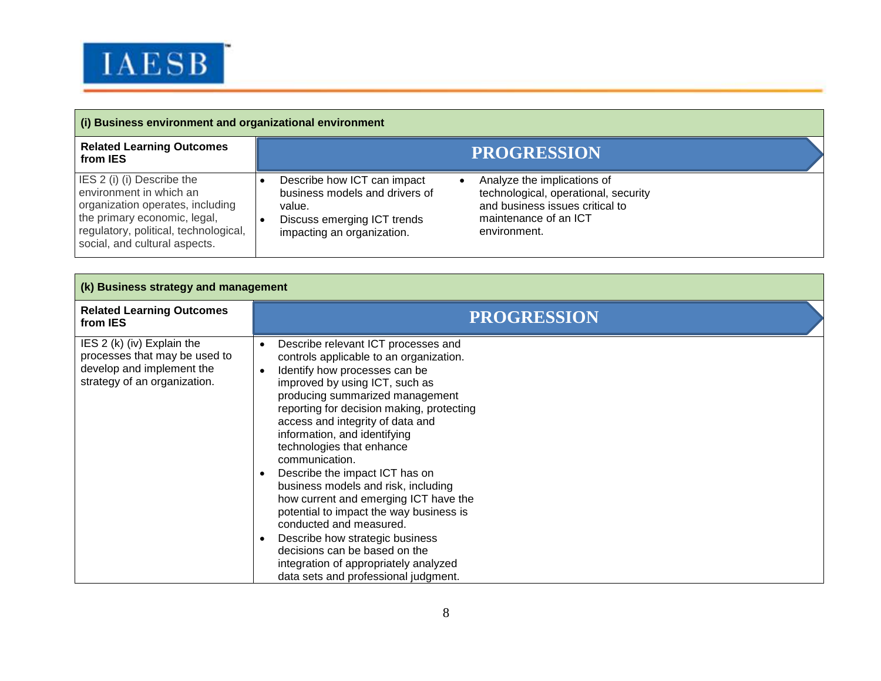| (i) Business environment and organizational environment | | |
|---|---|---|
| **Related Learning Outcomes from IES** | **PROGRESSION** | |
| IES 2 (i) (i) Describe the environment in which an organization operates, including the primary economic, legal, regulatory, political, technological, social, and cultural aspects. | • Describe how ICT can impact business models and drivers of value.<br>• Discuss emerging ICT trends impacting an organization. | • Analyze the implications of technological, operational, security and business issues critical to maintenance of an ICT environment. |

| (k) Business strategy and management | |
|---|---|
| **Related Learning Outcomes from IES** | **PROGRESSION** |
| IES 2 (k) (iv) Explain the processes that may be used to develop and implement the strategy of an organization. | • Describe relevant ICT processes and controls applicable to an organization.<br>• Identify how processes can be improved by using ICT, such as producing summarized management reporting for decision making, protecting access and integrity of data and information, and identifying technologies that enhance communication.<br>• Describe the impact ICT has on business models and risk, including how current and emerging ICT have the potential to impact the way business is conducted and measured.<br>• Describe how strategic business decisions can be based on the integration of appropriately analyzed data sets and professional judgment. |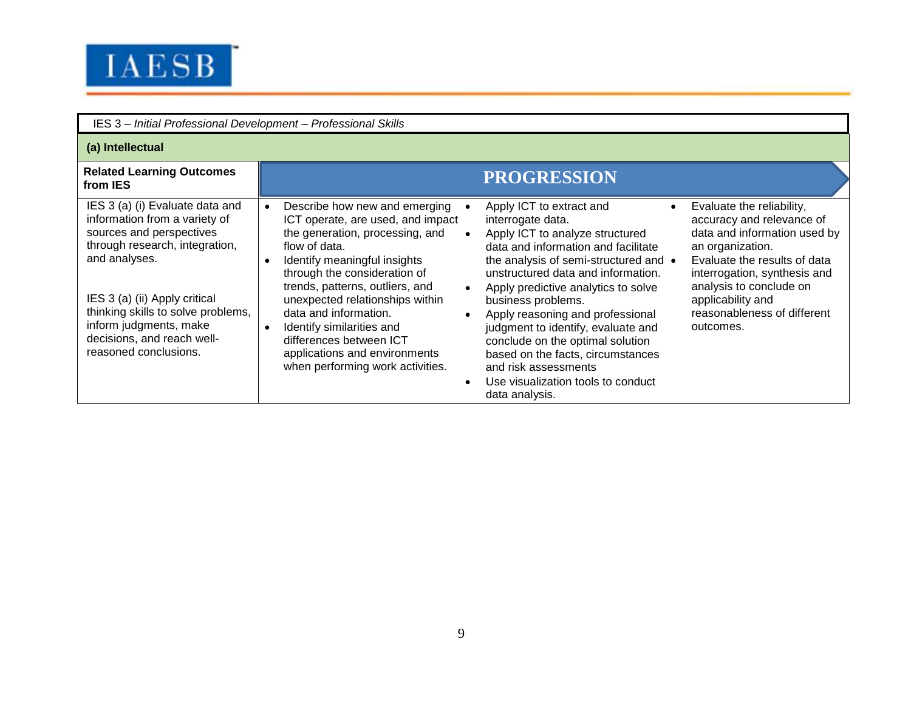IES 3 – *Initial Professional Development – Professional Skills*

**(a) Intellectual**

| Related Learning Outcomes from IES | PROGRESSION | | |
|---|---|---|---|
| IES 3 (a) (i) Evaluate data and information from a variety of sources and perspectives through research, integration, and analyses.<br><br>IES 3 (a) (ii) Apply critical thinking skills to solve problems, inform judgments, make decisions, and reach well-reasoned conclusions. | • Describe how new and emerging ICT operate, are used, and impact the generation, processing, and flow of data.<br>• Identify meaningful insights through the consideration of trends, patterns, outliers, and unexpected relationships within data and information.<br>• Identify similarities and differences between ICT applications and environments when performing work activities. | • Apply ICT to extract and interrogate data.<br>• Apply ICT to analyze structured data and information and facilitate the analysis of semi-structured and unstructured data and information.<br>• Apply predictive analytics to solve business problems.<br>• Apply reasoning and professional judgment to identify, evaluate and conclude on the optimal solution based on the facts, circumstances and risk assessments<br>• Use visualization tools to conduct data analysis. | • Evaluate the reliability, accuracy and relevance of data and information used by an organization.<br>• Evaluate the results of data interrogation, synthesis and analysis to conclude on applicability and reasonableness of different outcomes. |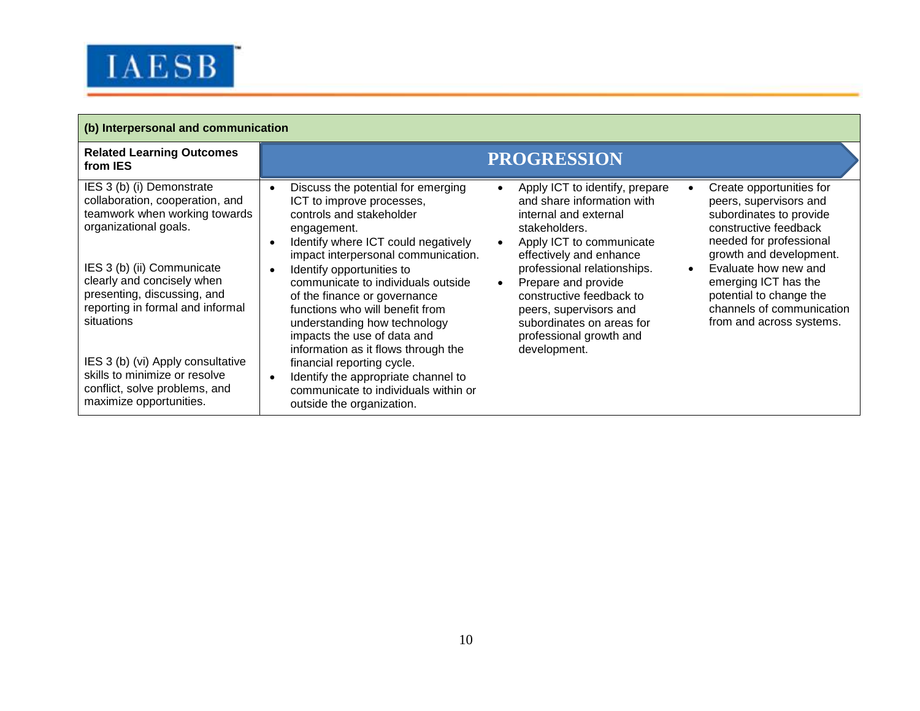| (b) Interpersonal and communication | | | |
|---|---|---|---|
| **Related Learning Outcomes from IES** | **PROGRESSION** | | |
| IES 3 (b) (i) Demonstrate collaboration, cooperation, and teamwork when working towards organizational goals.<br><br>IES 3 (b) (ii) Communicate clearly and concisely when presenting, discussing, and reporting in formal and informal situations<br><br>IES 3 (b) (vi) Apply consultative skills to minimize or resolve conflict, solve problems, and maximize opportunities. | • Discuss the potential for emerging ICT to improve processes, controls and stakeholder engagement.<br>• Identify where ICT could negatively impact interpersonal communication.<br>• Identify opportunities to communicate to individuals outside of the finance or governance functions who will benefit from understanding how technology impacts the use of data and information as it flows through the financial reporting cycle.<br>• Identify the appropriate channel to communicate to individuals within or outside the organization. | • Apply ICT to identify, prepare and share information with internal and external stakeholders.<br>• Apply ICT to communicate effectively and enhance professional relationships.<br>• Prepare and provide constructive feedback to peers, supervisors and subordinates on areas for professional growth and development. | • Create opportunities for peers, supervisors and subordinates to provide constructive feedback needed for professional growth and development.<br>• Evaluate how new and emerging ICT has the potential to change the channels of communication from and across systems. |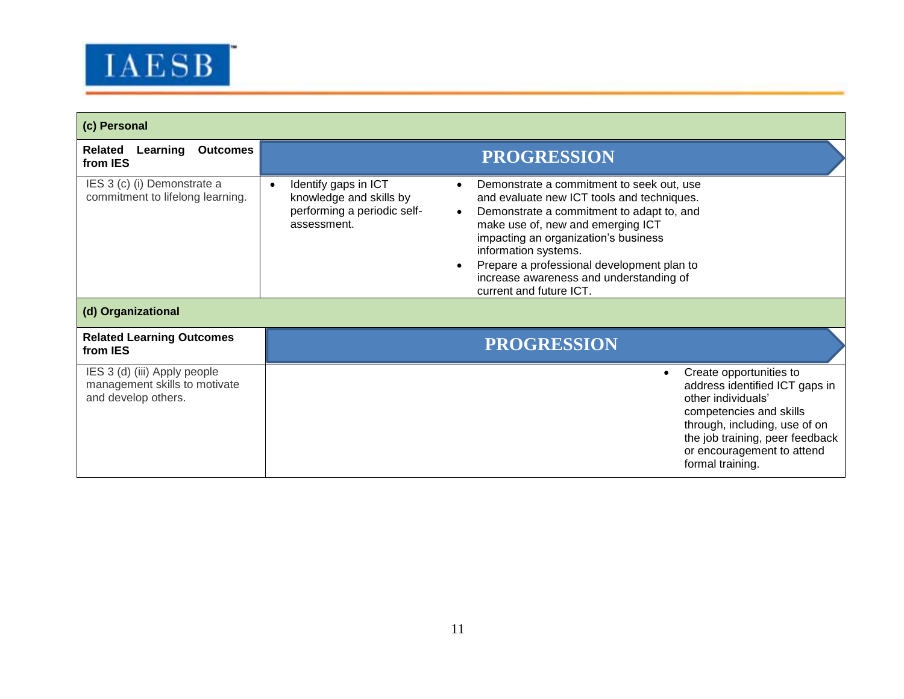**(c) Personal**

| Related Learning Outcomes from IES | PROGRESSION | | |
|---|---|---|---|
| IES 3 (c) (i) Demonstrate a commitment to lifelong learning. | • Identify gaps in ICT knowledge and skills by performing a periodic self-assessment. | • Demonstrate a commitment to seek out, use and evaluate new ICT tools and techniques.<br>• Demonstrate a commitment to adapt to, and make use of, new and emerging ICT impacting an organization's business information systems.<br>• Prepare a professional development plan to increase awareness and understanding of current and future ICT. | |

**(d) Organizational**

| Related Learning Outcomes from IES | PROGRESSION | | |
|---|---|---|---|
| IES 3 (d) (iii) Apply people management skills to motivate and develop others. | | | • Create opportunities to address identified ICT gaps in other individuals' competencies and skills through, including, use of on the job training, peer feedback or encouragement to attend formal training. |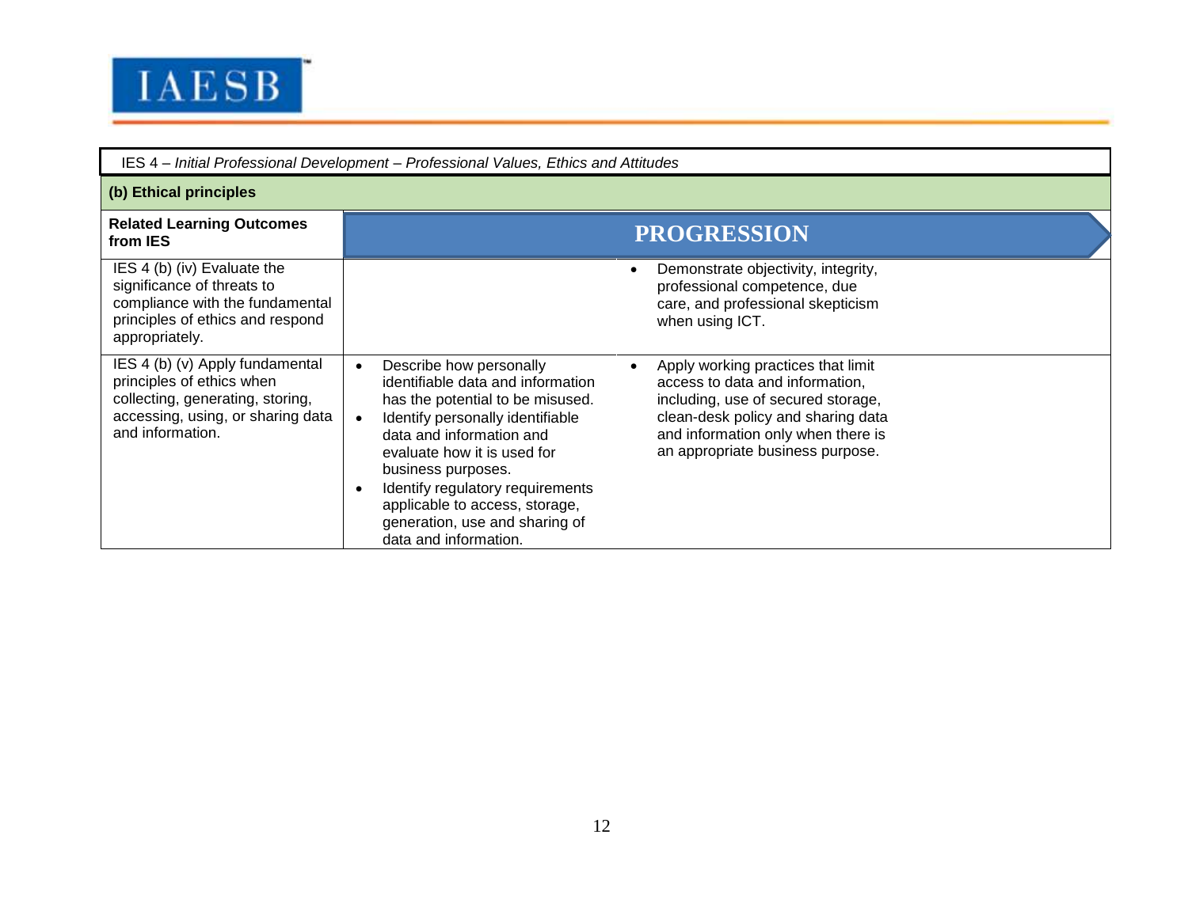IES 4 – *Initial Professional Development – Professional Values, Ethics and Attitudes*

**(b) Ethical principles**

| Related Learning Outcomes from IES | PROGRESSION | |
|---|---|---|
| IES 4 (b) (iv) Evaluate the significance of threats to compliance with the fundamental principles of ethics and respond appropriately. | | • Demonstrate objectivity, integrity, professional competence, due care, and professional skepticism when using ICT. |
| IES 4 (b) (v) Apply fundamental principles of ethics when collecting, generating, storing, accessing, using, or sharing data and information. | • Describe how personally identifiable data and information has the potential to be misused.<br>• Identify personally identifiable data and information and evaluate how it is used for business purposes.<br>• Identify regulatory requirements applicable to access, storage, generation, use and sharing of data and information. | • Apply working practices that limit access to data and information, including, use of secured storage, clean-desk policy and sharing data and information only when there is an appropriate business purpose. |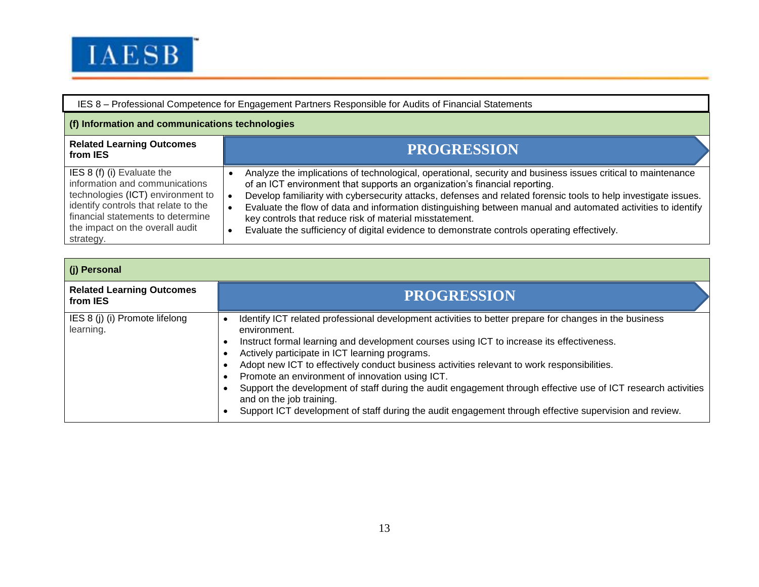IES 8 – Professional Competence for Engagement Partners Responsible for Audits of Financial Statements

**(f) Information and communications technologies**

| Related Learning Outcomes from IES | PROGRESSION |
|---|---|
| IES 8 (f) (i) Evaluate the information and communications technologies (ICT) environment to identify controls that relate to the financial statements to determine the impact on the overall audit strategy. | • Analyze the implications of technological, operational, security and business issues critical to maintenance of an ICT environment that supports an organization's financial reporting.<br>• Develop familiarity with cybersecurity attacks, defenses and related forensic tools to help investigate issues.<br>• Evaluate the flow of data and information distinguishing between manual and automated activities to identify key controls that reduce risk of material misstatement.<br>• Evaluate the sufficiency of digital evidence to demonstrate controls operating effectively. |

**(j) Personal**

| Related Learning Outcomes from IES | PROGRESSION |
|---|---|
| IES 8 (j) (i) Promote lifelong learning. | • Identify ICT related professional development activities to better prepare for changes in the business environment.<br>• Instruct formal learning and development courses using ICT to increase its effectiveness.<br>• Actively participate in ICT learning programs.<br>• Adopt new ICT to effectively conduct business activities relevant to work responsibilities.<br>• Promote an environment of innovation using ICT.<br>• Support the development of staff during the audit engagement through effective use of ICT research activities and on the job training.<br>• Support ICT development of staff during the audit engagement through effective supervision and review. |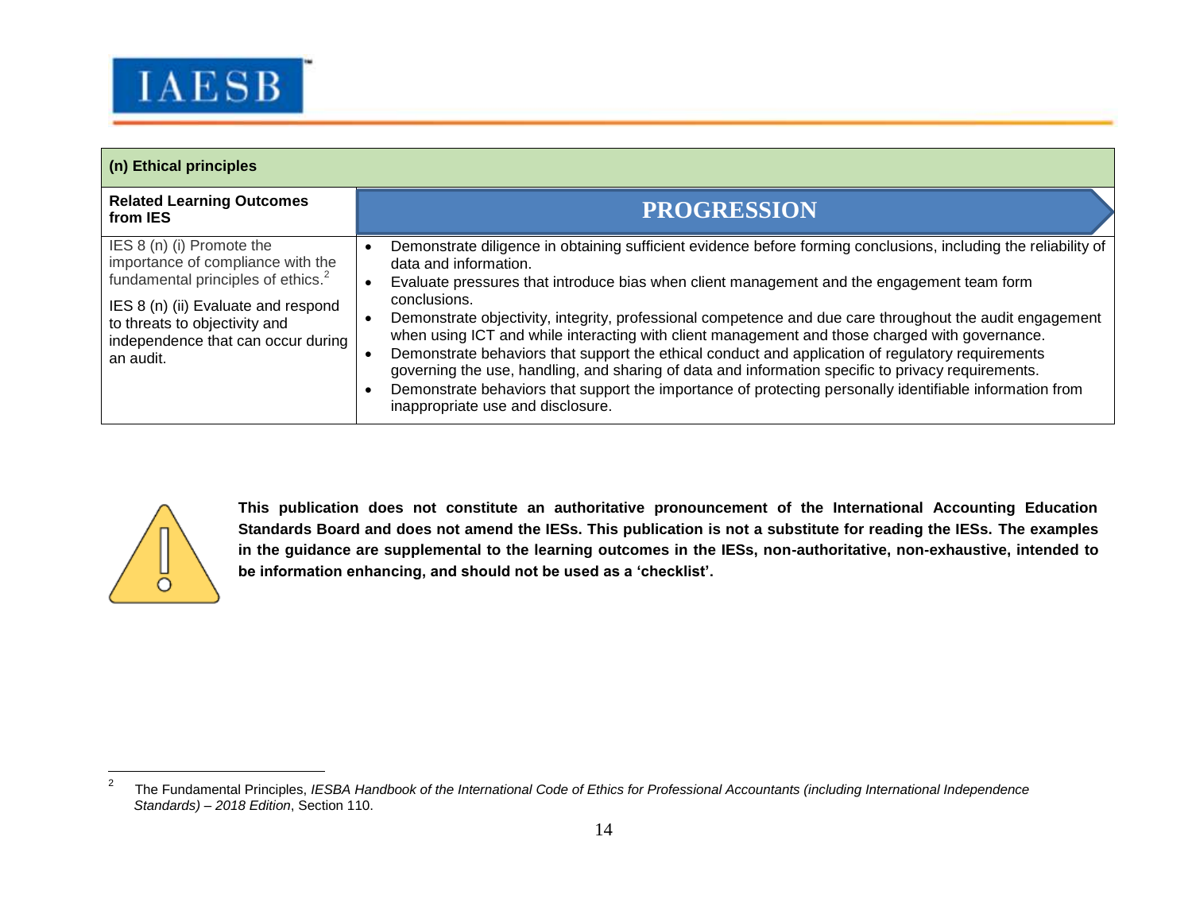| (n) Ethical principles | |
|---|---|
| **Related Learning Outcomes from IES** | **PROGRESSION** |
| IES 8 (n) (i) Promote the importance of compliance with the fundamental principles of ethics.[2]<br><br>IES 8 (n) (ii) Evaluate and respond to threats to objectivity and independence that can occur during an audit. | • Demonstrate diligence in obtaining sufficient evidence before forming conclusions, including the reliability of data and information.<br>• Evaluate pressures that introduce bias when client management and the engagement team form conclusions.<br>• Demonstrate objectivity, integrity, professional competence and due care throughout the audit engagement when using ICT and while interacting with client management and those charged with governance.<br>• Demonstrate behaviors that support the ethical conduct and application of regulatory requirements governing the use, handling, and sharing of data and information specific to privacy requirements.<br>• Demonstrate behaviors that support the importance of protecting personally identifiable information from inappropriate use and disclosure. |

**This publication does not constitute an authoritative pronouncement of the International Accounting Education Standards Board and does not amend the IESs. This publication is not a substitute for reading the IESs. The examples in the guidance are supplemental to the learning outcomes in the IESs, non-authoritative, non-exhaustive, intended to be information enhancing, and should not be used as a 'checklist'.**

---

[2] The Fundamental Principles, *IESBA Handbook of the International Code of Ethics for Professional Accountants (including International Independence Standards) – 2018 Edition*, Section 110.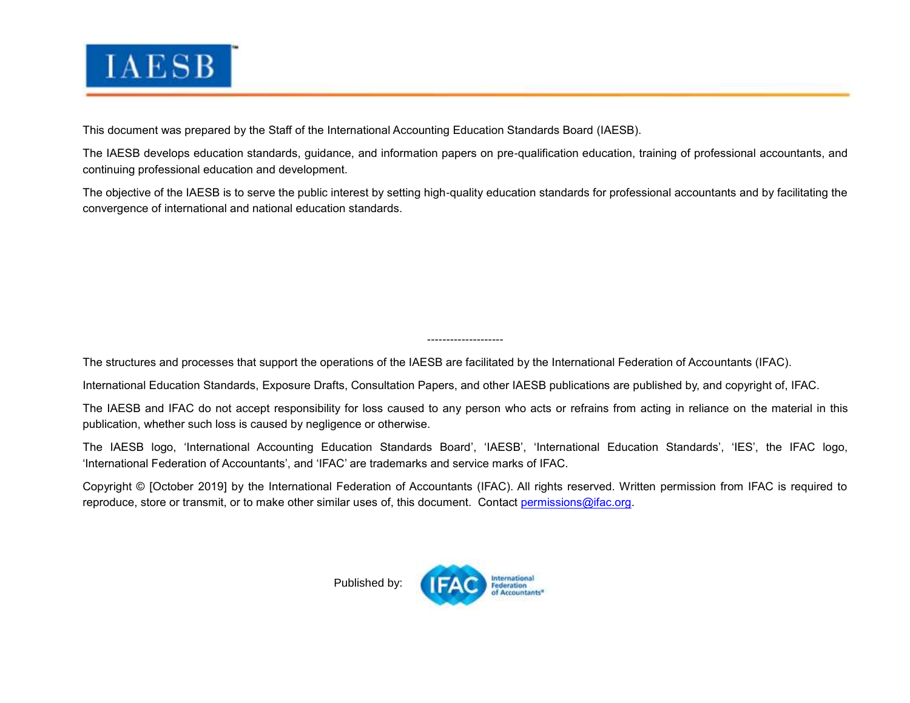This document was prepared by the Staff of the International Accounting Education Standards Board (IAESB).

The IAESB develops education standards, guidance, and information papers on pre-qualification education, training of professional accountants, and continuing professional education and development.

The objective of the IAESB is to serve the public interest by setting high-quality education standards for professional accountants and by facilitating the convergence of international and national education standards.

--------------------

The structures and processes that support the operations of the IAESB are facilitated by the International Federation of Accountants (IFAC).

International Education Standards, Exposure Drafts, Consultation Papers, and other IAESB publications are published by, and copyright of, IFAC.

The IAESB and IFAC do not accept responsibility for loss caused to any person who acts or refrains from acting in reliance on the material in this publication, whether such loss is caused by negligence or otherwise.

The IAESB logo, 'International Accounting Education Standards Board', 'IAESB', 'International Education Standards', 'IES', the IFAC logo, 'International Federation of Accountants', and 'IFAC' are trademarks and service marks of IFAC.

Copyright © [October 2019] by the International Federation of Accountants (IFAC). All rights reserved. Written permission from IFAC is required to reproduce, store or transmit, or to make other similar uses of, this document. Contact permissions@ifac.org.

Published by: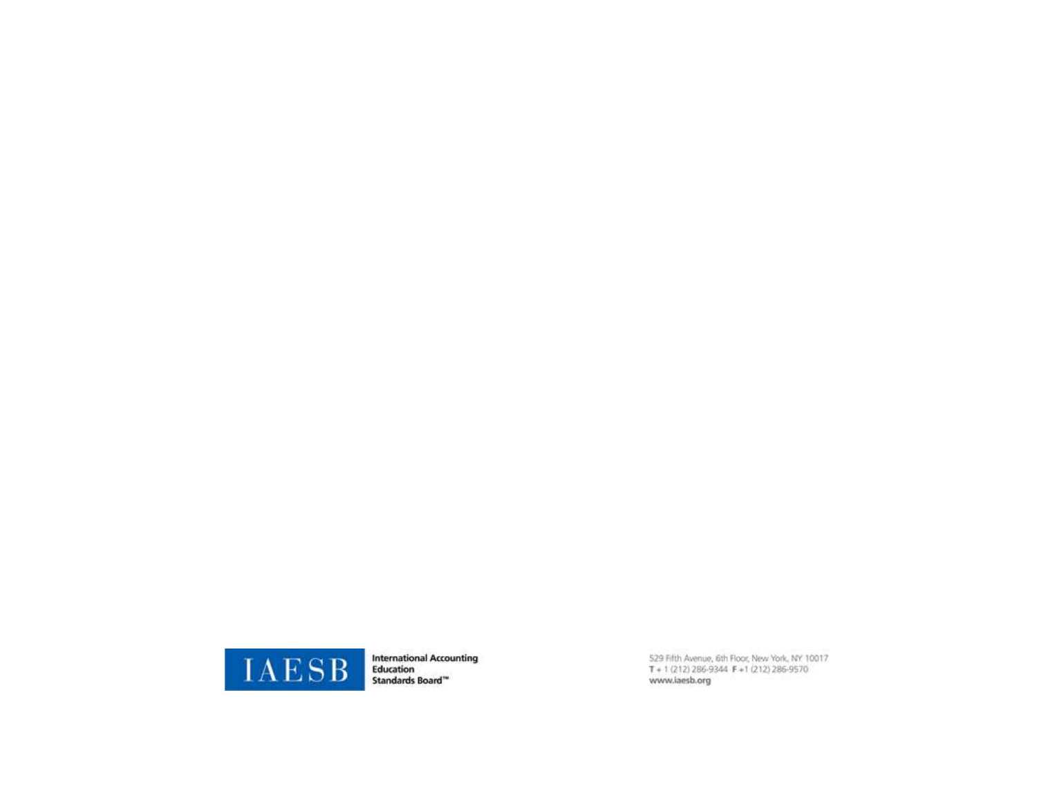IAESB

International Accounting
Education
Standards Board™

529 Fifth Avenue, 6th Floor, New York, NY 10017
T + 1 (212) 286-9344 F +1 (212) 286-9570
www.iaesb.org